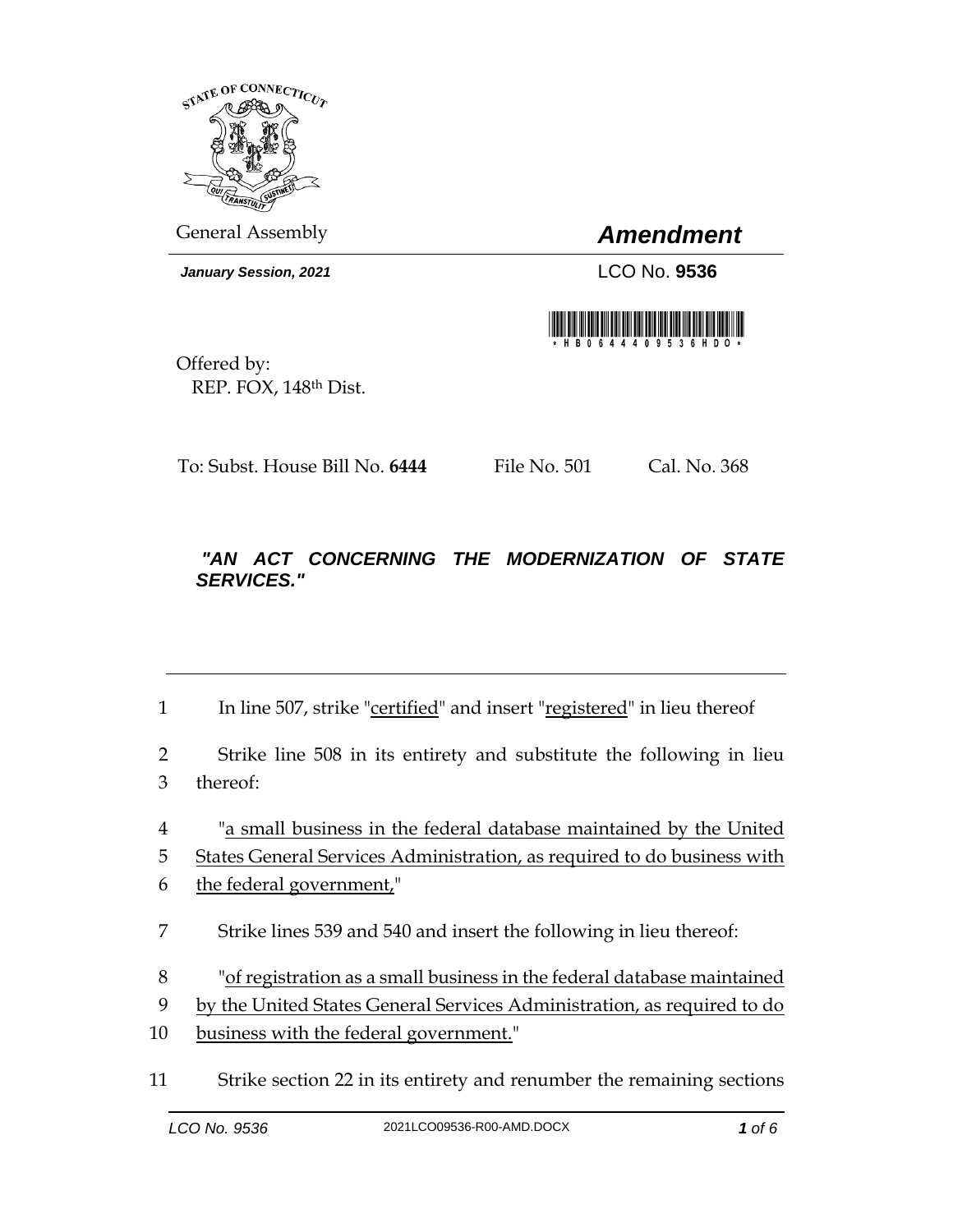STATE OF CONNECTICUT

General Assembly

# *Amendment*

***January Session, 2021***

LCO No. **9536**

\*HB06444095 36HDO\*

Offered by:
REP. FOX, 148th Dist.

To: Subst. House Bill No. **6444** File No. 501 Cal. No. 368

### ***"AN ACT CONCERNING THE MODERNIZATION OF STATE SERVICES."***

---

1 In line 507, strike "<u>certified</u>" and insert "<u>registered</u>" in lieu thereof

2 Strike line 508 in its entirety and substitute the following in lieu
3 thereof:

4 "<u>a small business in the federal database maintained by the United</u>
5 <u>States General Services Administration, as required to do business with</u>
6 <u>the federal government,</u>"

7 Strike lines 539 and 540 and insert the following in lieu thereof:

8 "<u>of registration as a small business in the federal database maintained</u>
9 <u>by the United States General Services Administration, as required to do</u>
10 <u>business with the federal government.</u>"

11 Strike section 22 in its entirety and renumber the remaining sections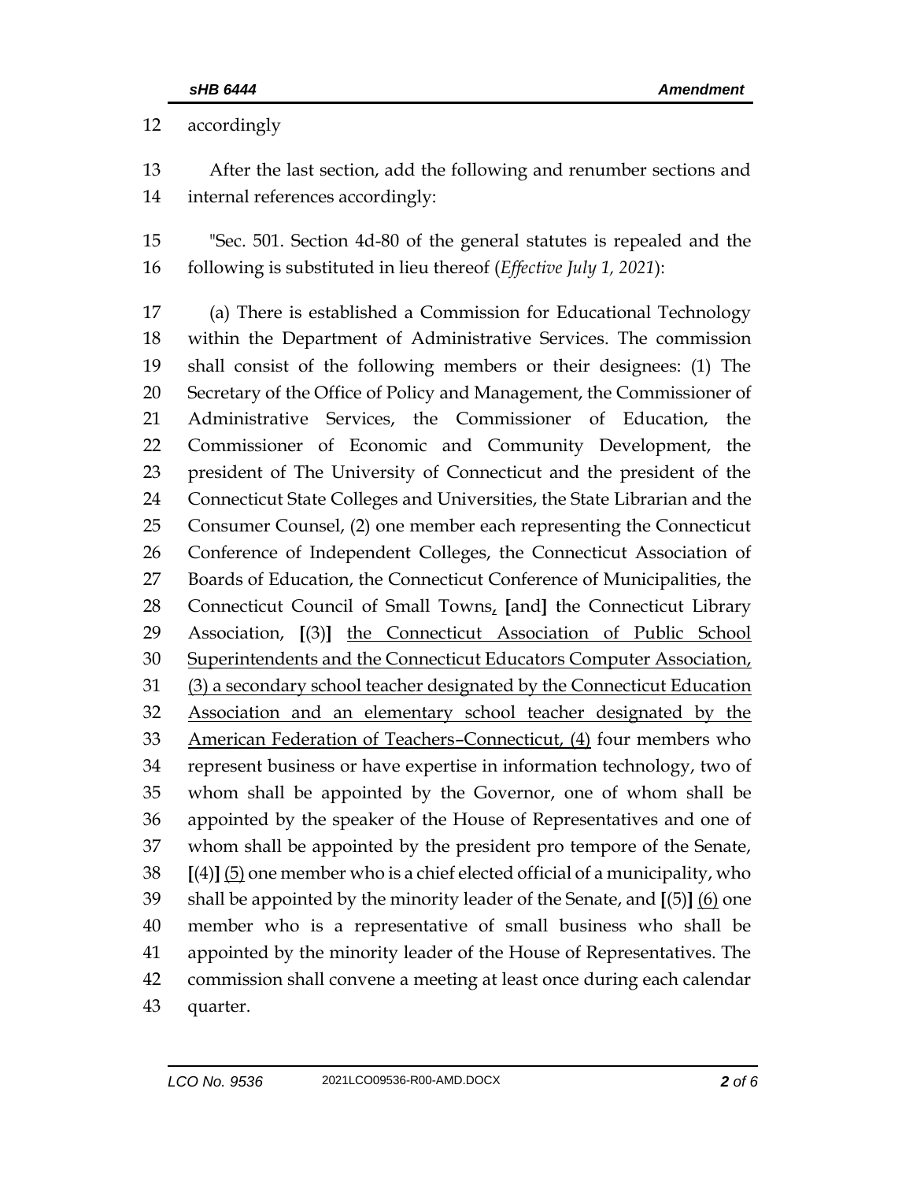accordingly

After the last section, add the following and renumber sections and internal references accordingly:

"Sec. 501. Section 4d-80 of the general statutes is repealed and the following is substituted in lieu thereof (*Effective July 1, 2021*):

(a) There is established a Commission for Educational Technology within the Department of Administrative Services. The commission shall consist of the following members or their designees: (1) The Secretary of the Office of Policy and Management, the Commissioner of Administrative Services, the Commissioner of Education, the Commissioner of Economic and Community Development, the president of The University of Connecticut and the president of the Connecticut State Colleges and Universities, the State Librarian and the Consumer Counsel, (2) one member each representing the Connecticut Conference of Independent Colleges, the Connecticut Association of Boards of Education, the Connecticut Conference of Municipalities, the Connecticut Council of Small Towns, **[**and**]** the Connecticut Library Association, **[**(3)**]** <u>the Connecticut Association of Public School Superintendents and the Connecticut Educators Computer Association, (3) a secondary school teacher designated by the Connecticut Education Association and an elementary school teacher designated by the American Federation of Teachers–Connecticut, (4)</u> four members who represent business or have expertise in information technology, two of whom shall be appointed by the Governor, one of whom shall be appointed by the speaker of the House of Representatives and one of whom shall be appointed by the president pro tempore of the Senate, **[**(4)**]** <u>(5)</u> one member who is a chief elected official of a municipality, who shall be appointed by the minority leader of the Senate, and **[**(5)**]** <u>(6)</u> one member who is a representative of small business who shall be appointed by the minority leader of the House of Representatives. The commission shall convene a meeting at least once during each calendar quarter.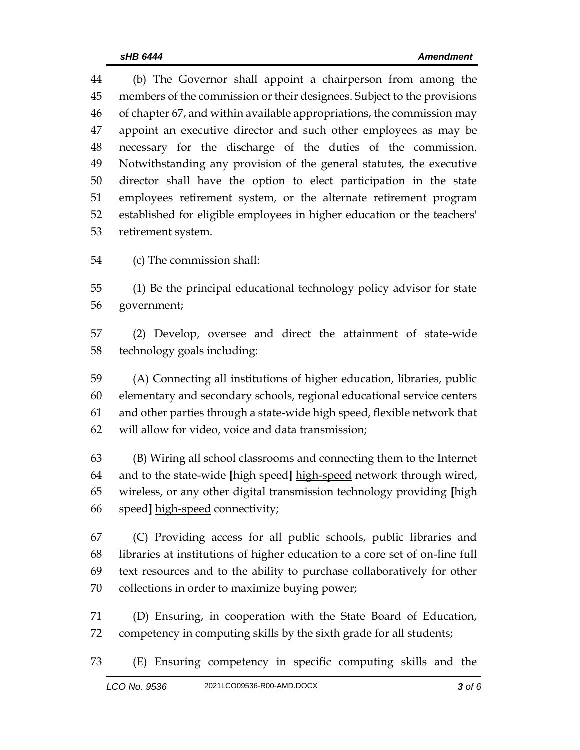(b) The Governor shall appoint a chairperson from among the members of the commission or their designees. Subject to the provisions of chapter 67, and within available appropriations, the commission may appoint an executive director and such other employees as may be necessary for the discharge of the duties of the commission. Notwithstanding any provision of the general statutes, the executive director shall have the option to elect participation in the state employees retirement system, or the alternate retirement program established for eligible employees in higher education or the teachers' retirement system.

(c) The commission shall:

(1) Be the principal educational technology policy advisor for state government;

(2) Develop, oversee and direct the attainment of state-wide technology goals including:

(A) Connecting all institutions of higher education, libraries, public elementary and secondary schools, regional educational service centers and other parties through a state-wide high speed, flexible network that will allow for video, voice and data transmission;

(B) Wiring all school classrooms and connecting them to the Internet and to the state-wide **[**high speed**]** <u>high-speed</u> network through wired, wireless, or any other digital transmission technology providing **[**high speed**]** <u>high-speed</u> connectivity;

(C) Providing access for all public schools, public libraries and libraries at institutions of higher education to a core set of on-line full text resources and to the ability to purchase collaboratively for other collections in order to maximize buying power;

(D) Ensuring, in cooperation with the State Board of Education, competency in computing skills by the sixth grade for all students;

(E) Ensuring competency in specific computing skills and the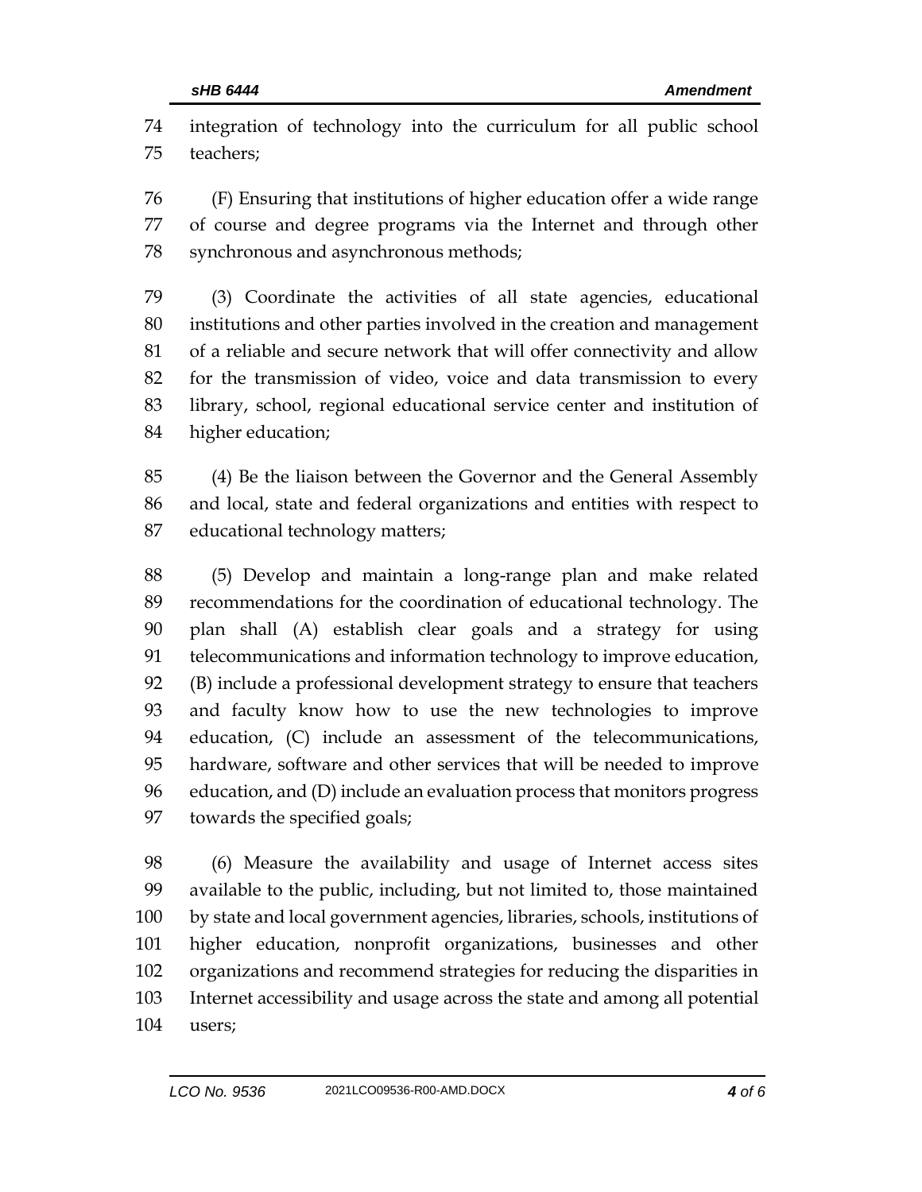integration of technology into the curriculum for all public school teachers;

(F) Ensuring that institutions of higher education offer a wide range of course and degree programs via the Internet and through other synchronous and asynchronous methods;

(3) Coordinate the activities of all state agencies, educational institutions and other parties involved in the creation and management of a reliable and secure network that will offer connectivity and allow for the transmission of video, voice and data transmission to every library, school, regional educational service center and institution of higher education;

(4) Be the liaison between the Governor and the General Assembly and local, state and federal organizations and entities with respect to educational technology matters;

(5) Develop and maintain a long-range plan and make related recommendations for the coordination of educational technology. The plan shall (A) establish clear goals and a strategy for using telecommunications and information technology to improve education, (B) include a professional development strategy to ensure that teachers and faculty know how to use the new technologies to improve education, (C) include an assessment of the telecommunications, hardware, software and other services that will be needed to improve education, and (D) include an evaluation process that monitors progress towards the specified goals;

(6) Measure the availability and usage of Internet access sites available to the public, including, but not limited to, those maintained by state and local government agencies, libraries, schools, institutions of higher education, nonprofit organizations, businesses and other organizations and recommend strategies for reducing the disparities in Internet accessibility and usage across the state and among all potential users;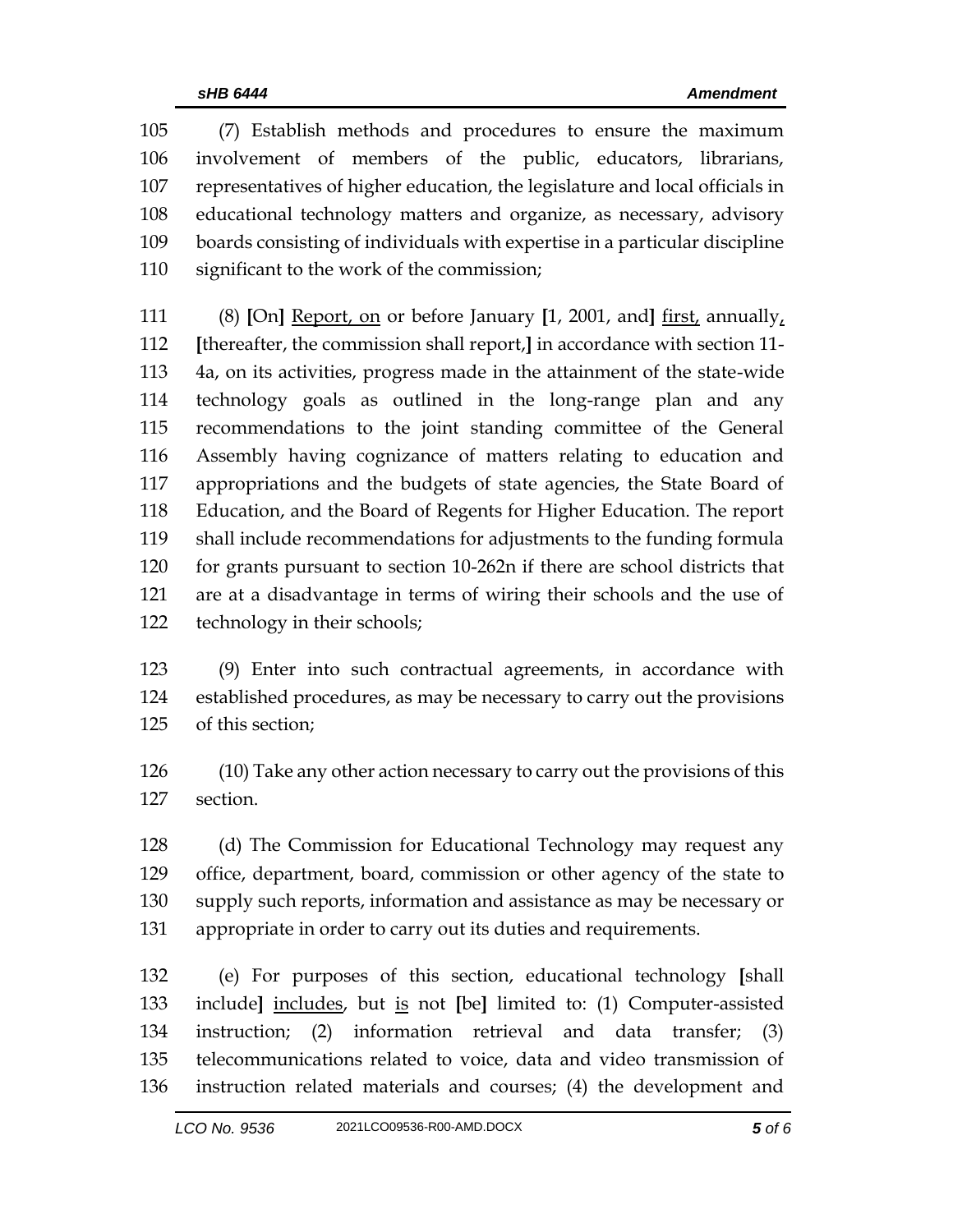(7) Establish methods and procedures to ensure the maximum involvement of members of the public, educators, librarians, representatives of higher education, the legislature and local officials in educational technology matters and organize, as necessary, advisory boards consisting of individuals with expertise in a particular discipline significant to the work of the commission;

(8) **[**On**]** <u>Report, on</u> or before January **[**1, 2001, and**]** <u>first,</u> annually<u>,</u> **[**thereafter, the commission shall report,**]** in accordance with section 11-4a, on its activities, progress made in the attainment of the state-wide technology goals as outlined in the long-range plan and any recommendations to the joint standing committee of the General Assembly having cognizance of matters relating to education and appropriations and the budgets of state agencies, the State Board of Education, and the Board of Regents for Higher Education. The report shall include recommendations for adjustments to the funding formula for grants pursuant to section 10-262n if there are school districts that are at a disadvantage in terms of wiring their schools and the use of technology in their schools;

(9) Enter into such contractual agreements, in accordance with established procedures, as may be necessary to carry out the provisions of this section;

(10) Take any other action necessary to carry out the provisions of this section.

(d) The Commission for Educational Technology may request any office, department, board, commission or other agency of the state to supply such reports, information and assistance as may be necessary or appropriate in order to carry out its duties and requirements.

(e) For purposes of this section, educational technology **[**shall include**]** <u>includes</u>, but <u>is</u> not **[**be**]** limited to: (1) Computer-assisted instruction; (2) information retrieval and data transfer; (3) telecommunications related to voice, data and video transmission of instruction related materials and courses; (4) the development and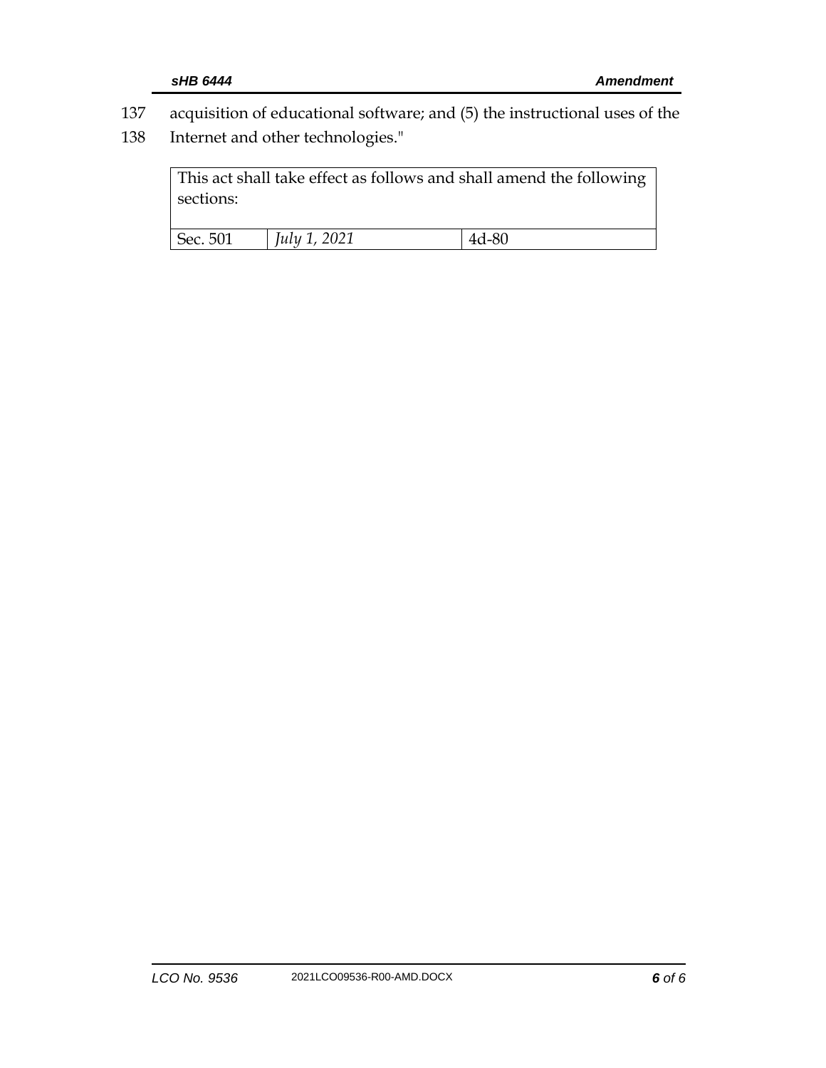137 acquisition of educational software; and (5) the instructional uses of the
138 Internet and other technologies."

| This act shall take effect as follows and shall amend the following sections: | | |
|---|---|---|
| Sec. 501 | *July 1, 2021* | 4d-80 |